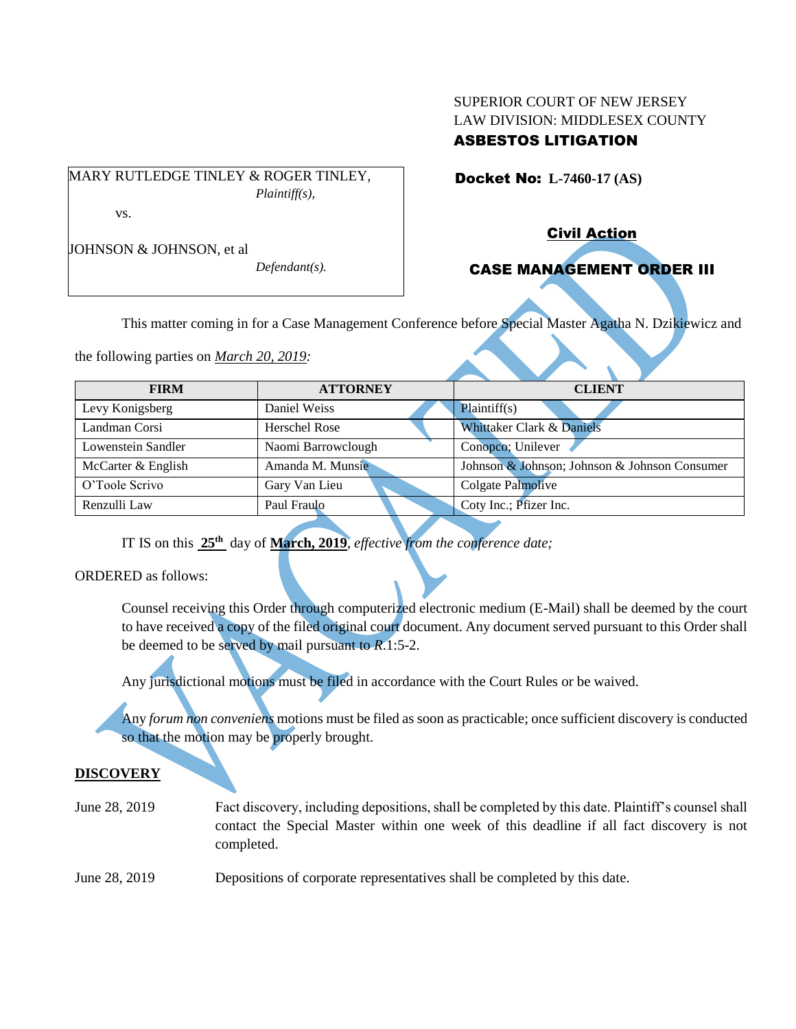SUPERIOR COURT OF NEW JERSEY
LAW DIVISION: MIDDLESEX COUNTY
**ASBESTOS LITIGATION**

MARY RUTLEDGE TINLEY & ROGER TINLEY,
*Plaintiff(s),*

vs.

JOHNSON & JOHNSON, et al
*Defendant(s).*

**Docket No: L-7460-17 (AS)**

**Civil Action**

**CASE MANAGEMENT ORDER III**

VACATED

This matter coming in for a Case Management Conference before Special Master Agatha N. Dzikiewicz and the following parties on *March 20, 2019:*

| FIRM | ATTORNEY | CLIENT |
|---|---|---|
| Levy Konigsberg | Daniel Weiss | Plaintiff(s) |
| Landman Corsi | Herschel Rose | Whittaker Clark & Daniels |
| Lowenstein Sandler | Naomi Barrowclough | Conopco; Unilever |
| McCarter & English | Amanda M. Munsie | Johnson & Johnson; Johnson & Johnson Consumer |
| O'Toole Scrivo | Gary Van Lieu | Colgate Palmolive |
| Renzulli Law | Paul Fraulo | Coty Inc.; Pfizer Inc. |

IT IS on this **25th** day of **March, 2019**, *effective from the conference date;*

ORDERED as follows:

Counsel receiving this Order through computerized electronic medium (E-Mail) shall be deemed by the court to have received a copy of the filed original court document. Any document served pursuant to this Order shall be deemed to be served by mail pursuant to *R*.1:5-2.

Any jurisdictional motions must be filed in accordance with the Court Rules or be waived.

Any *forum non conveniens* motions must be filed as soon as practicable; once sufficient discovery is conducted so that the motion may be properly brought.

## DISCOVERY

June 28, 2019 — Fact discovery, including depositions, shall be completed by this date. Plaintiff's counsel shall contact the Special Master within one week of this deadline if all fact discovery is not completed.

June 28, 2019 — Depositions of corporate representatives shall be completed by this date.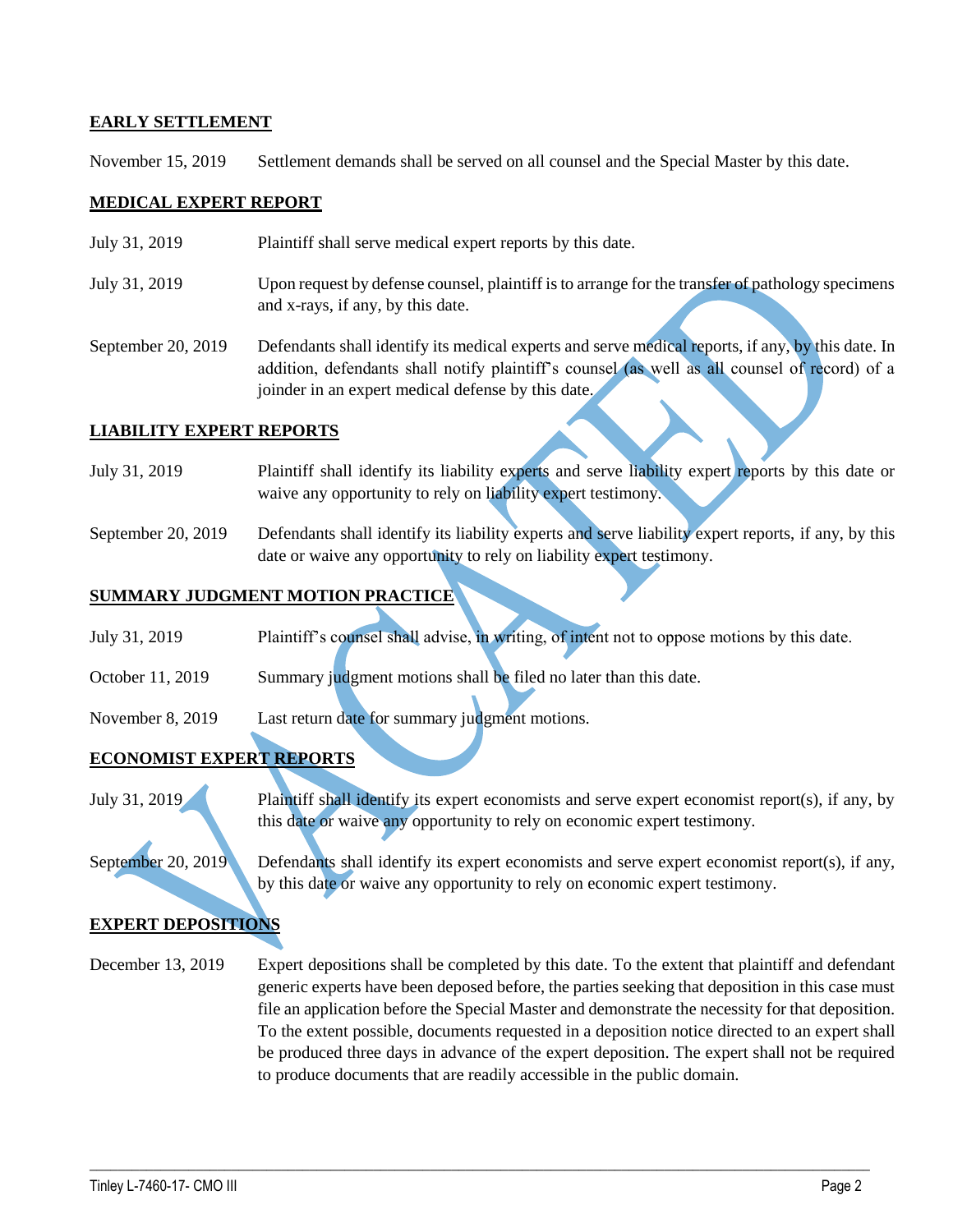**EARLY SETTLEMENT**

November 15, 2019 Settlement demands shall be served on all counsel and the Special Master by this date.

**MEDICAL EXPERT REPORT**

July 31, 2019 Plaintiff shall serve medical expert reports by this date.

July 31, 2019 Upon request by defense counsel, plaintiff is to arrange for the transfer of pathology specimens and x-rays, if any, by this date.

September 20, 2019 Defendants shall identify its medical experts and serve medical reports, if any, by this date. In addition, defendants shall notify plaintiff's counsel (as well as all counsel of record) of a joinder in an expert medical defense by this date.

**LIABILITY EXPERT REPORTS**

July 31, 2019 Plaintiff shall identify its liability experts and serve liability expert reports by this date or waive any opportunity to rely on liability expert testimony.

September 20, 2019 Defendants shall identify its liability experts and serve liability expert reports, if any, by this date or waive any opportunity to rely on liability expert testimony.

**SUMMARY JUDGMENT MOTION PRACTICE**

July 31, 2019 Plaintiff's counsel shall advise, in writing, of intent not to oppose motions by this date.

October 11, 2019 Summary judgment motions shall be filed no later than this date.

November 8, 2019 Last return date for summary judgment motions.

**ECONOMIST EXPERT REPORTS**

July 31, 2019 Plaintiff shall identify its expert economists and serve expert economist report(s), if any, by this date or waive any opportunity to rely on economic expert testimony.

September 20, 2019 Defendants shall identify its expert economists and serve expert economist report(s), if any, by this date or waive any opportunity to rely on economic expert testimony.

**EXPERT DEPOSITIONS**

December 13, 2019 Expert depositions shall be completed by this date. To the extent that plaintiff and defendant generic experts have been deposed before, the parties seeking that deposition in this case must file an application before the Special Master and demonstrate the necessity for that deposition. To the extent possible, documents requested in a deposition notice directed to an expert shall be produced three days in advance of the expert deposition. The expert shall not be required to produce documents that are readily accessible in the public domain.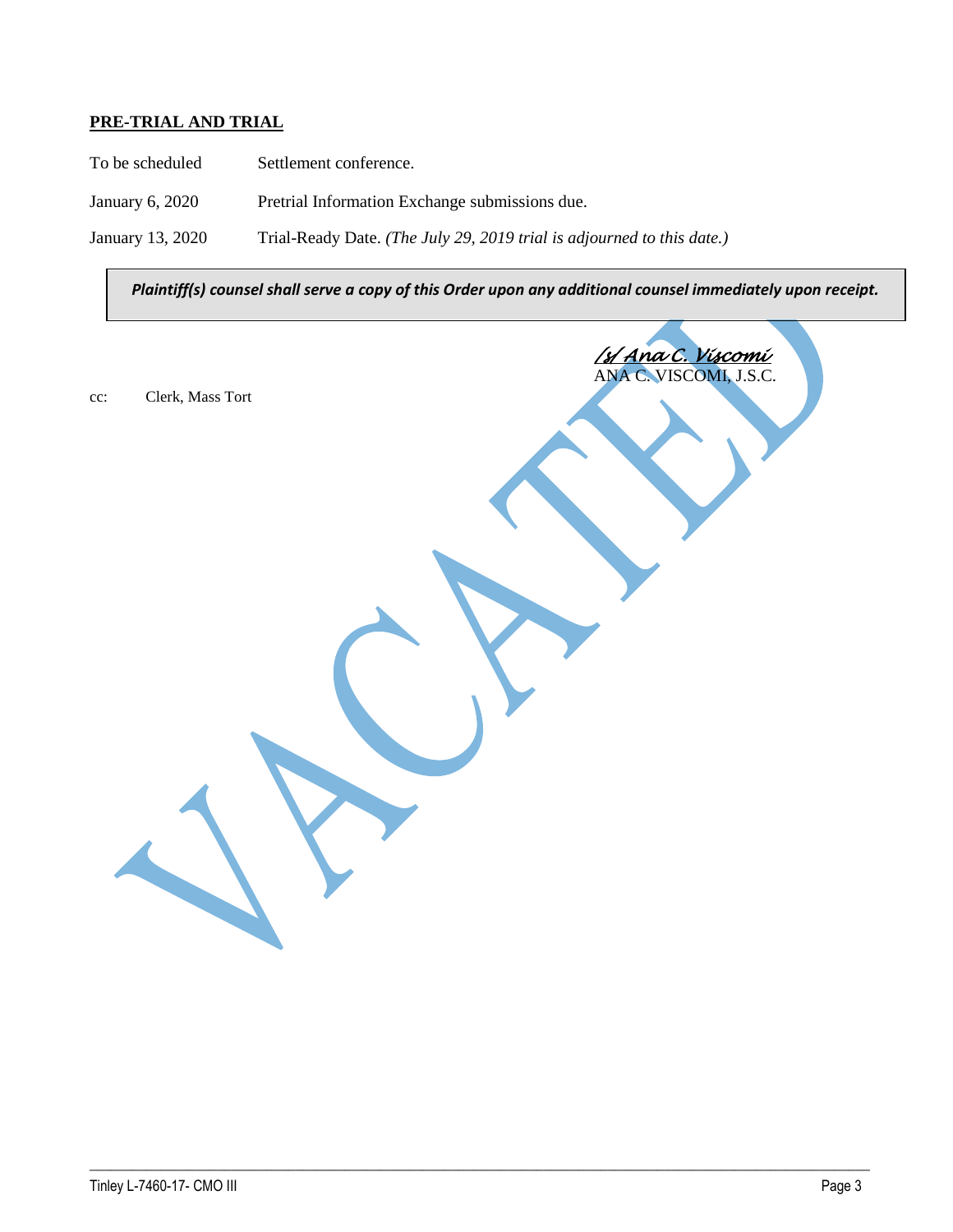**PRE-TRIAL AND TRIAL**

| | |
|---|---|
| To be scheduled | Settlement conference. |
| January 6, 2020 | Pretrial Information Exchange submissions due. |
| January 13, 2020 | Trial-Ready Date. *(The July 29, 2019 trial is adjourned to this date.)* |

***Plaintiff(s) counsel shall serve a copy of this Order upon any additional counsel immediately upon receipt.***

*/s/ Ana C. Viscomi*
ANA C. VISCOMI, J.S.C.

cc: Clerk, Mass Tort

VACATED